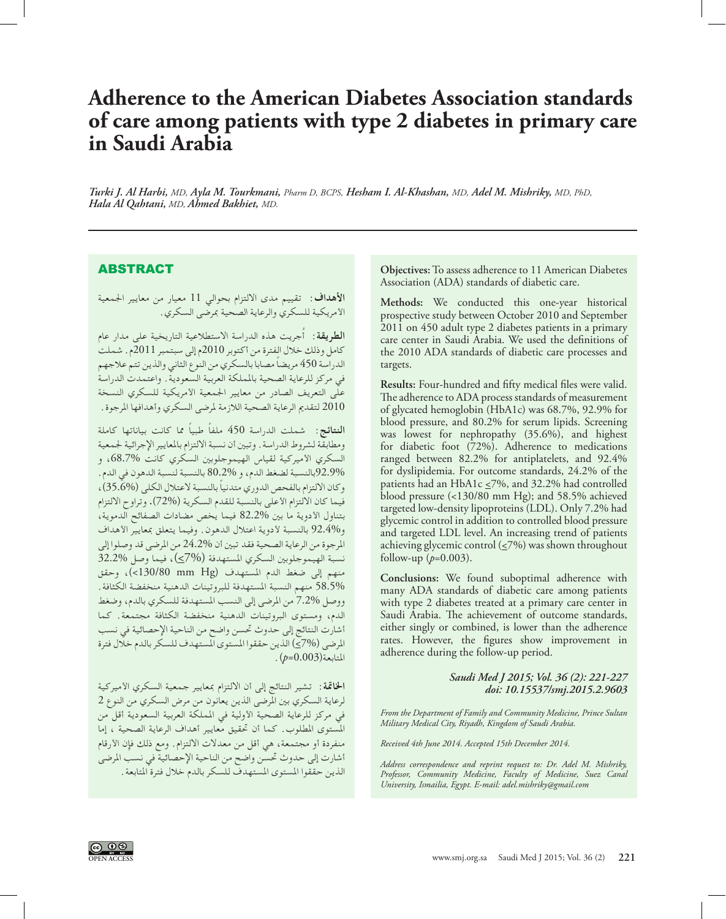# Adherence to the American Diabetes Association standards of care among patients with type 2 diabetes in primary care in Saudi Arabia

*Turki J. Al Harbi, MD, Ayla M. Tourkmani, Pharm D, BCPS, Hesham I. Al-Khashan, MD, Adel M. Mishriky, MD, PhD, Hala Al Qahtani, MD, Ahmed Bakhiet, MD.*

## ABSTRACT

**الأهداف:** تقييم مدى الالتزام بحوالي 11 معيار من معايير الجمعية الأمريكية للسكري والرعاية الصحية بمرضى السكري.

**الطريقة:** أُجريت هذه الدراسة الاستطلاعية التاريخية على مدار عام كامل وذلك خلال الفترة من أكتوبر 2010م إلى سبتمبر 2011م. شملت الدراسة 450 مريضاً مصابا بالسكري من النوع الثاني والذين تتم علاجهم في مركز للرعاية الصحية بالمملكة العربية السعودية. واعتمدت الدراسة على التعريف الصادر من معايير الجمعية الأمريكية للسكري النسخة 2010 لتقديم الرعاية الصحية اللازمة لمرضى السكري وأهدافها المرجوة.

**النتائج:** شملت الدراسة 450 ملفاً طبياً مما كانت بياناتها كاملة ومطابقة لشروط الدراسة. وتبين أن نسبة الالتزام بالمعايير الإجرائية لجمعية السكري الأميركية لقياس الهيموجلوبين السكري كانت 68.7%، و 92.9%بالنسبة لضغط الدم، و 80.2% بالنسبة لنسبة الدهون في الدم. وكان الالتزام بالفحص الدوري متدنياً بالنسبة لاعتلال الكلى (35.6%)، فيما كان الالتزام الأعلى بالنسبة للقدم السكرية (72%). وتراوح الالتزام بتناول الأدوية ما بين 82.2% فيما يخص مضادات الصفائح الدموية، و92.4% بالنسبة لأدوية اعتلال الدهون. وفيما يتعلق بمعايير الأهداف المرجوة من الرعاية الصحية فقد تبين أن 24.2% من المرضى قد وصلوا إلى نسبة الهيموجلوبين السكري المستهدفة (≤7%)، فيما وصل 32.2% منهم إلى ضغط الدم المستهدف (130/80 mm Hg>)، وحقق 58.5% منهم النسبة المستهدفة للبروتينات الدهنية منخفضة الكثافة. ووصل 7.2% من المرضى إلى النسب المستهدفة للسكري بالدم، وضغط الدم، ومستوى البروتينات الدهنية منخفضة الكثافة مجتمعة. كما أشارت النتائج إلى حدوث تحسن واضح من الناحية الإحصائية في نسب المرضى (≤7%) الذين حققوا المستوى المستهدف للسكر بالدم خلال فترة المتابعة($p$=0.003).

**الخاتمة:** تشير النتائج إلى أن الالتزام بمعايير جمعية السكري الأميركية لرعاية السكري بين المرضى الذين يعانون من مرض السكري من النوع 2 في مركز للرعاية الصحية الأولية في المملكة العربية السعودية أقل من المستوى المطلوب. كما أن تحقيق معايير أهداف الرعاية الصحية ، إما منفردة أو مجتمعة، هي أقل من معدلات الالتزام. ومع ذلك فإن الأرقام أشارت إلى حدوث تحسن واضح من الناحية الإحصائية في نسب المرضى الذين حققوا المستوى المستهدف للسكر بالدم خلال فترة المتابعة.

**Objectives:** To assess adherence to 11 American Diabetes Association (ADA) standards of diabetic care.

**Methods:** We conducted this one-year historical prospective study between October 2010 and September 2011 on 450 adult type 2 diabetes patients in a primary care center in Saudi Arabia. We used the definitions of the 2010 ADA standards of diabetic care processes and targets.

**Results:** Four-hundred and fifty medical files were valid. The adherence to ADA process standards of measurement of glycated hemoglobin (HbA1c) was 68.7%, 92.9% for blood pressure, and 80.2% for serum lipids. Screening was lowest for nephropathy (35.6%), and highest for diabetic foot (72%). Adherence to medications ranged between 82.2% for antiplatelets, and 92.4% for dyslipidemia. For outcome standards, 24.2% of the patients had an HbA1c ≤7%, and 32.2% had controlled blood pressure (<130/80 mm Hg); and 58.5% achieved targeted low-density lipoproteins (LDL). Only 7.2% had glycemic control in addition to controlled blood pressure and targeted LDL level. An increasing trend of patients achieving glycemic control (≤7%) was shown throughout follow-up ($p$=0.003).

**Conclusions:** We found suboptimal adherence with many ADA standards of diabetic care among patients with type 2 diabetes treated at a primary care center in Saudi Arabia. The achievement of outcome standards, either singly or combined, is lower than the adherence rates. However, the figures show improvement in adherence during the follow-up period.

*Saudi Med J 2015; Vol. 36 (2): 221-227*
*doi: 10.15537/smj.2015.2.9603*

*From the Department of Family and Community Medicine, Prince Sultan Military Medical City, Riyadh, Kingdom of Saudi Arabia.*

*Received 4th June 2014. Accepted 15th December 2014.*

*Address correspondence and reprint request to: Dr. Adel M. Mishriky, Professor, Community Medicine, Faculty of Medicine, Suez Canal University, Ismailia, Egypt. E-mail: adel.mishriky@gmail.com*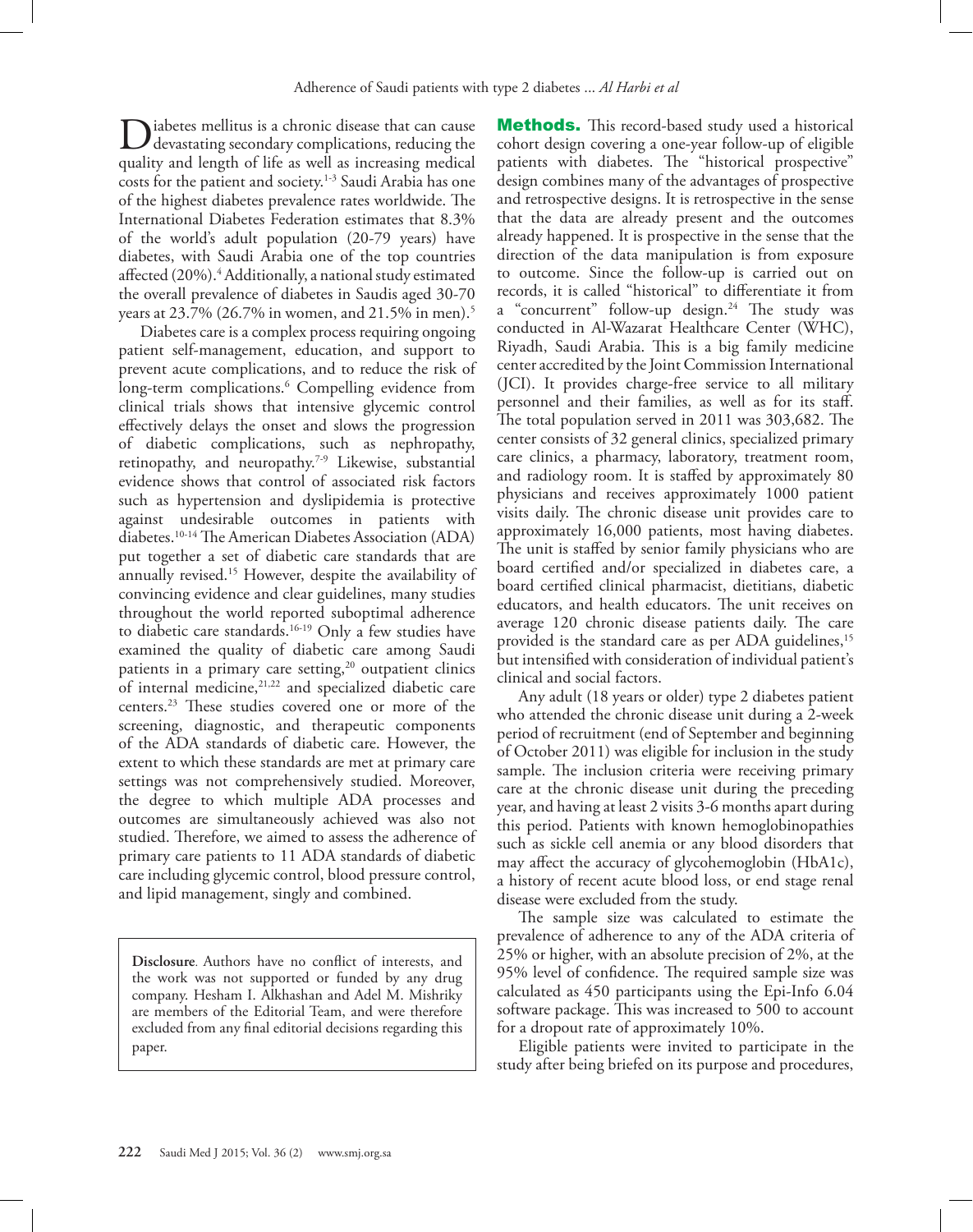Diabetes mellitus is a chronic disease that can cause devastating secondary complications, reducing the quality and length of life as well as increasing medical costs for the patient and society.[1-3] Saudi Arabia has one of the highest diabetes prevalence rates worldwide. The International Diabetes Federation estimates that 8.3% of the world's adult population (20-79 years) have diabetes, with Saudi Arabia one of the top countries affected (20%).[4] Additionally, a national study estimated the overall prevalence of diabetes in Saudis aged 30-70 years at 23.7% (26.7% in women, and 21.5% in men).[5]

Diabetes care is a complex process requiring ongoing patient self-management, education, and support to prevent acute complications, and to reduce the risk of long-term complications.[6] Compelling evidence from clinical trials shows that intensive glycemic control effectively delays the onset and slows the progression of diabetic complications, such as nephropathy, retinopathy, and neuropathy.[7-9] Likewise, substantial evidence shows that control of associated risk factors such as hypertension and dyslipidemia is protective against undesirable outcomes in patients with diabetes.[10-14] The American Diabetes Association (ADA) put together a set of diabetic care standards that are annually revised.[15] However, despite the availability of convincing evidence and clear guidelines, many studies throughout the world reported suboptimal adherence to diabetic care standards.[16-19] Only a few studies have examined the quality of diabetic care among Saudi patients in a primary care setting,[20] outpatient clinics of internal medicine,[21,22] and specialized diabetic care centers.[23] These studies covered one or more of the screening, diagnostic, and therapeutic components of the ADA standards of diabetic care. However, the extent to which these standards are met at primary care settings was not comprehensively studied. Moreover, the degree to which multiple ADA processes and outcomes are simultaneously achieved was also not studied. Therefore, we aimed to assess the adherence of primary care patients to 11 ADA standards of diabetic care including glycemic control, blood pressure control, and lipid management, singly and combined.

**Disclosure**. Authors have no conflict of interests, and the work was not supported or funded by any drug company. Hesham I. Alkhashan and Adel M. Mishriky are members of the Editorial Team, and were therefore excluded from any final editorial decisions regarding this paper.

**Methods.** This record-based study used a historical cohort design covering a one-year follow-up of eligible patients with diabetes. The "historical prospective" design combines many of the advantages of prospective and retrospective designs. It is retrospective in the sense that the data are already present and the outcomes already happened. It is prospective in the sense that the direction of the data manipulation is from exposure to outcome. Since the follow-up is carried out on records, it is called "historical" to differentiate it from a "concurrent" follow-up design.[24] The study was conducted in Al-Wazarat Healthcare Center (WHC), Riyadh, Saudi Arabia. This is a big family medicine center accredited by the Joint Commission International (JCI). It provides charge-free service to all military personnel and their families, as well as for its staff. The total population served in 2011 was 303,682. The center consists of 32 general clinics, specialized primary care clinics, a pharmacy, laboratory, treatment room, and radiology room. It is staffed by approximately 80 physicians and receives approximately 1000 patient visits daily. The chronic disease unit provides care to approximately 16,000 patients, most having diabetes. The unit is staffed by senior family physicians who are board certified and/or specialized in diabetes care, a board certified clinical pharmacist, dietitians, diabetic educators, and health educators. The unit receives on average 120 chronic disease patients daily. The care provided is the standard care as per ADA guidelines,[15] but intensified with consideration of individual patient's clinical and social factors.

Any adult (18 years or older) type 2 diabetes patient who attended the chronic disease unit during a 2-week period of recruitment (end of September and beginning of October 2011) was eligible for inclusion in the study sample. The inclusion criteria were receiving primary care at the chronic disease unit during the preceding year, and having at least 2 visits 3-6 months apart during this period. Patients with known hemoglobinopathies such as sickle cell anemia or any blood disorders that may affect the accuracy of glycohemoglobin (HbA1c), a history of recent acute blood loss, or end stage renal disease were excluded from the study.

The sample size was calculated to estimate the prevalence of adherence to any of the ADA criteria of 25% or higher, with an absolute precision of 2%, at the 95% level of confidence. The required sample size was calculated as 450 participants using the Epi-Info 6.04 software package. This was increased to 500 to account for a dropout rate of approximately 10%.

Eligible patients were invited to participate in the study after being briefed on its purpose and procedures,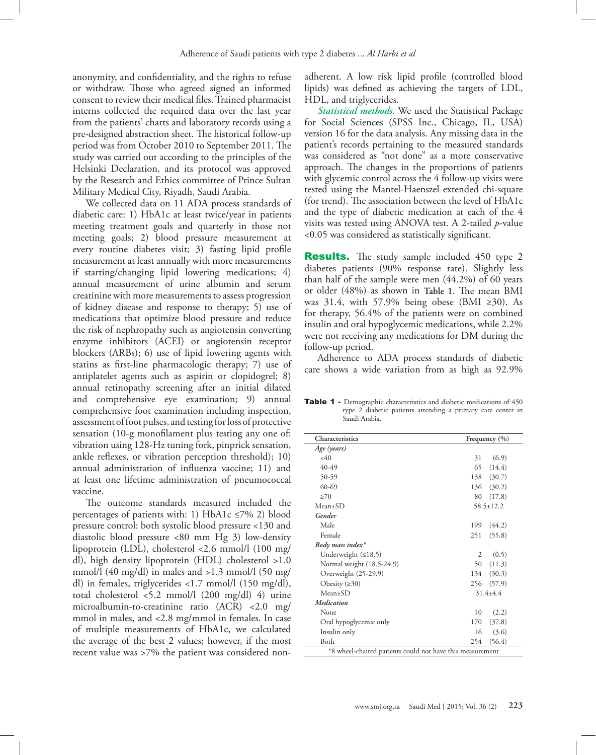anonymity, and confidentiality, and the rights to refuse or withdraw. Those who agreed signed an informed consent to review their medical files. Trained pharmacist interns collected the required data over the last year from the patients' charts and laboratory records using a pre-designed abstraction sheet. The historical follow-up period was from October 2010 to September 2011. The study was carried out according to the principles of the Helsinki Declaration, and its protocol was approved by the Research and Ethics committee of Prince Sultan Military Medical City, Riyadh, Saudi Arabia.

We collected data on 11 ADA process standards of diabetic care: 1) HbA1c at least twice/year in patients meeting treatment goals and quarterly in those not meeting goals; 2) blood pressure measurement at every routine diabetes visit; 3) fasting lipid profile measurement at least annually with more measurements if starting/changing lipid lowering medications; 4) annual measurement of urine albumin and serum creatinine with more measurements to assess progression of kidney disease and response to therapy; 5) use of medications that optimize blood pressure and reduce the risk of nephropathy such as angiotensin converting enzyme inhibitors (ACEI) or angiotensin receptor blockers (ARBs); 6) use of lipid lowering agents with statins as first-line pharmacologic therapy; 7) use of antiplatelet agents such as aspirin or clopidogrel; 8) annual retinopathy screening after an initial dilated and comprehensive eye examination; 9) annual comprehensive foot examination including inspection, assessment of foot pulses, and testing for loss of protective sensation (10-g monofilament plus testing any one of: vibration using 128-Hz tuning fork, pinprick sensation, ankle reflexes, or vibration perception threshold); 10) annual administration of influenza vaccine; 11) and at least one lifetime administration of pneumococcal vaccine.

The outcome standards measured included the percentages of patients with: 1) HbA1c ≤7% 2) blood pressure control: both systolic blood pressure <130 and diastolic blood pressure <80 mm Hg 3) low-density lipoprotein (LDL), cholesterol <2.6 mmol/l (100 mg/dl), high density lipoprotein (HDL) cholesterol >1.0 mmol/l (40 mg/dl) in males and >1.3 mmol/l (50 mg/dl) in females, triglycerides <1.7 mmol/l (150 mg/dl), total cholesterol <5.2 mmol/l (200 mg/dl) 4) urine microalbumin-to-creatinine ratio (ACR) <2.0 mg/mmol in males, and <2.8 mg/mmol in females. In case of multiple measurements of HbA1c, we calculated the average of the best 2 values; however, if the most recent value was >7% the patient was considered non-adherent. A low risk lipid profile (controlled blood lipids) was defined as achieving the targets of LDL, HDL, and triglycerides.

***Statistical methods.*** We used the Statistical Package for Social Sciences (SPSS Inc., Chicago, IL, USA) version 16 for the data analysis. Any missing data in the patient's records pertaining to the measured standards was considered as "not done" as a more conservative approach. The changes in the proportions of patients with glycemic control across the 4 follow-up visits were tested using the Mantel-Haenszel extended chi-square (for trend). The association between the level of HbA1c and the type of diabetic medication at each of the 4 visits was tested using ANOVA test. A 2-tailed $p$-value <0.05 was considered as statistically significant.

## Results.

The study sample included 450 type 2 diabetes patients (90% response rate). Slightly less than half of the sample were men (44.2%) of 60 years or older (48%) as shown in **Table 1**. The mean BMI was 31.4, with 57.9% being obese (BMI ≥30). As for therapy, 56.4% of the patients were on combined insulin and oral hypoglycemic medications, while 2.2% were not receiving any medications for DM during the follow-up period.

Adherence to ADA process standards of diabetic care shows a wide variation from as high as 92.9%

**Table 1** - Demographic characteristics and diabetic medications of 450 type 2 diabetic patients attending a primary care center in Saudi Arabia.

| Characteristics | Frequency (%) |
|---|---|
| *Age (years)* | |
| <40 | 31 (6.9) |
| 40-49 | 65 (14.4) |
| 50-59 | 138 (30.7) |
| 60-69 | 136 (30.2) |
| ≥70 | 80 (17.8) |
| Mean±SD | 58.5±12.2 |
| *Gender* | |
| Male | 199 (44.2) |
| Female | 251 (55.8) |
| *Body mass index\** | |
| Underweight (≤18.5) | 2 (0.5) |
| Normal weight (18.5-24.9) | 50 (11.3) |
| Overweight (25-29.9) | 134 (30.3) |
| Obesity (≥30) | 256 (57.9) |
| Mean±SD | 31.4±4.4 |
| *Medication* | |
| None | 10 (2.2) |
| Oral hypoglycemic only | 170 (37.8) |
| Insulin only | 16 (3.6) |
| Both | 254 (56.4) |

\*8 wheel-chaired patients could not have this measurement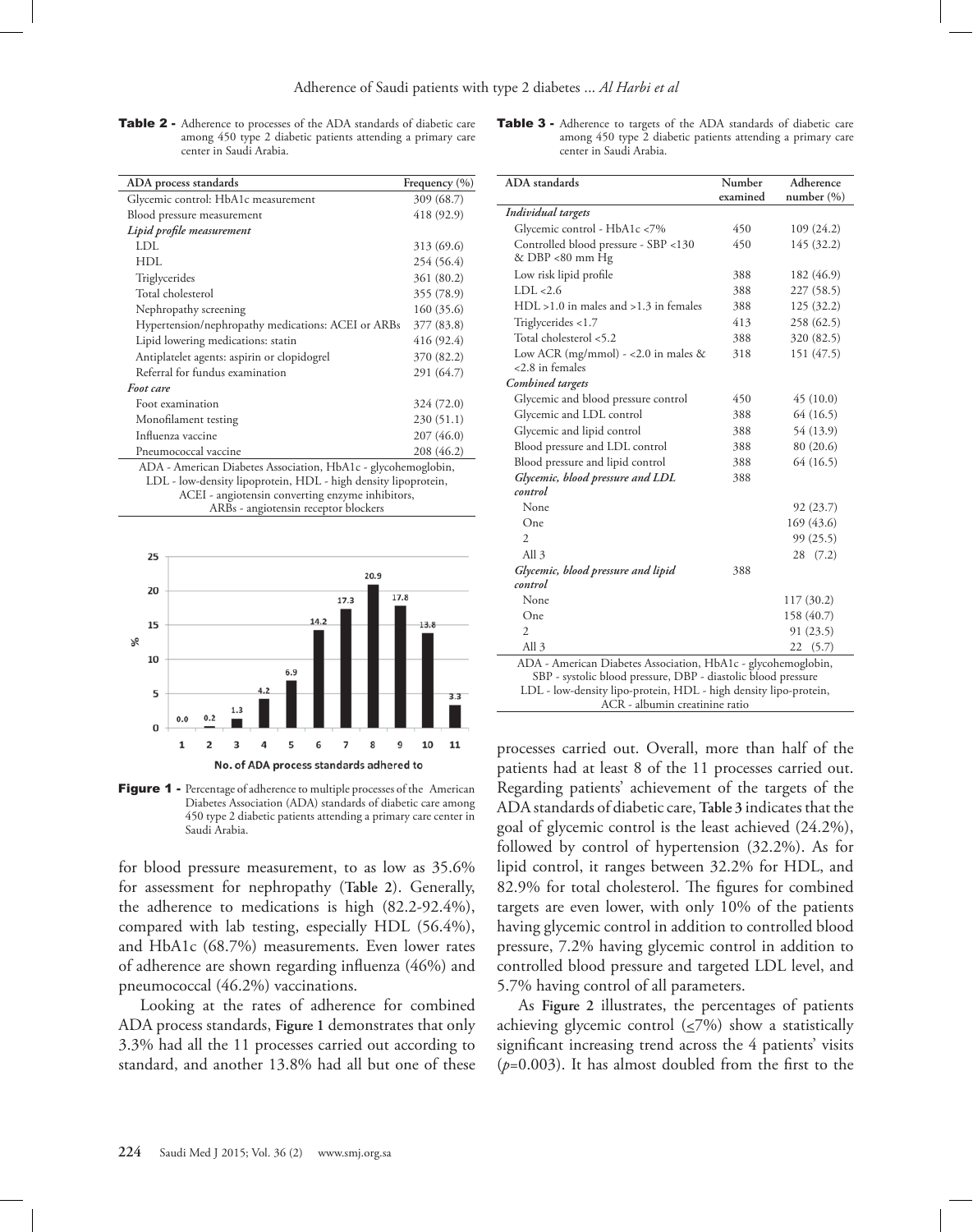**Table 2 -** Adherence to processes of the ADA standards of diabetic care among 450 type 2 diabetic patients attending a primary care center in Saudi Arabia.

| ADA process standards | Frequency (%) |
|---|---|
| Glycemic control: HbA1c measurement | 309 (68.7) |
| Blood pressure measurement | 418 (92.9) |
| *Lipid profile measurement* | |
| LDL | 313 (69.6) |
| HDL | 254 (56.4) |
| Triglycerides | 361 (80.2) |
| Total cholesterol | 355 (78.9) |
| Nephropathy screening | 160 (35.6) |
| Hypertension/nephropathy medications: ACEI or ARBs | 377 (83.8) |
| Lipid lowering medications: statin | 416 (92.4) |
| Antiplatelet agents: aspirin or clopidogrel | 370 (82.2) |
| Referral for fundus examination | 291 (64.7) |
| *Foot care* | |
| Foot examination | 324 (72.0) |
| Monofilament testing | 230 (51.1) |
| Influenza vaccine | 207 (46.0) |
| Pneumococcal vaccine | 208 (46.2) |

ADA - American Diabetes Association, HbA1c - glycohemoglobin, LDL - low-density lipoprotein, HDL - high density lipoprotein, ACEI - angiotensin converting enzyme inhibitors, ARBs - angiotensin receptor blockers

| No. of ADA process standards adhered to | 1 | 2 | 3 | 4 | 5 | 6 | 7 | 8 | 9 | 10 | 11 |
|---|---|---|---|---|---|---|---|---|---|---|---|
| % | 0.0 | 0.2 | 1.3 | 4.2 | 6.9 | 14.2 | 17.3 | 20.9 | 17.8 | 13.8 | 3.3 |

**Figure 1 -** Percentage of adherence to multiple processes of the American Diabetes Association (ADA) standards of diabetic care among 450 type 2 diabetic patients attending a primary care center in Saudi Arabia.

for blood pressure measurement, to as low as 35.6% for assessment for nephropathy (**Table 2**). Generally, the adherence to medications is high (82.2-92.4%), compared with lab testing, especially HDL (56.4%), and HbA1c (68.7%) measurements. Even lower rates of adherence are shown regarding influenza (46%) and pneumococcal (46.2%) vaccinations.

Looking at the rates of adherence for combined ADA process standards, **Figure 1** demonstrates that only 3.3% had all the 11 processes carried out according to standard, and another 13.8% had all but one of these processes carried out. Overall, more than half of the patients had at least 8 of the 11 processes carried out. Regarding patients' achievement of the targets of the ADA standards of diabetic care, **Table 3** indicates that the goal of glycemic control is the least achieved (24.2%), followed by control of hypertension (32.2%). As for lipid control, it ranges between 32.2% for HDL, and 82.9% for total cholesterol. The figures for combined targets are even lower, with only 10% of the patients having glycemic control in addition to controlled blood pressure, 7.2% having glycemic control in addition to controlled blood pressure and targeted LDL level, and 5.7% having control of all parameters.

**Table 3 -** Adherence to targets of the ADA standards of diabetic care among 450 type 2 diabetic patients attending a primary care center in Saudi Arabia.

| ADA standards | Number examined | Adherence number (%) |
|---|---|---|
| *Individual targets* | | |
| Glycemic control - HbA1c <7% | 450 | 109 (24.2) |
| Controlled blood pressure - SBP <130 & DBP <80 mm Hg | 450 | 145 (32.2) |
| Low risk lipid profile | 388 | 182 (46.9) |
| LDL <2.6 | 388 | 227 (58.5) |
| HDL >1.0 in males and >1.3 in females | 388 | 125 (32.2) |
| Triglycerides <1.7 | 413 | 258 (62.5) |
| Total cholesterol <5.2 | 388 | 320 (82.5) |
| Low ACR (mg/mmol) - <2.0 in males & <2.8 in females | 318 | 151 (47.5) |
| *Combined targets* | | |
| Glycemic and blood pressure control | 450 | 45 (10.0) |
| Glycemic and LDL control | 388 | 64 (16.5) |
| Glycemic and lipid control | 388 | 54 (13.9) |
| Blood pressure and LDL control | 388 | 80 (20.6) |
| Blood pressure and lipid control | 388 | 64 (16.5) |
| *Glycemic, blood pressure and LDL control* | 388 | |
| None | | 92 (23.7) |
| One | | 169 (43.6) |
| 2 | | 99 (25.5) |
| All 3 | | 28 (7.2) |
| *Glycemic, blood pressure and lipid control* | 388 | |
| None | | 117 (30.2) |
| One | | 158 (40.7) |
| 2 | | 91 (23.5) |
| All 3 | | 22 (5.7) |

ADA - American Diabetes Association, HbA1c - glycohemoglobin, SBP - systolic blood pressure, DBP - diastolic blood pressure LDL - low-density lipo-protein, HDL - high density lipo-protein, ACR - albumin creatinine ratio

As **Figure 2** illustrates, the percentages of patients achieving glycemic control ($\leq$7%) show a statistically significant increasing trend across the 4 patients' visits ($p$=0.003). It has almost doubled from the first to the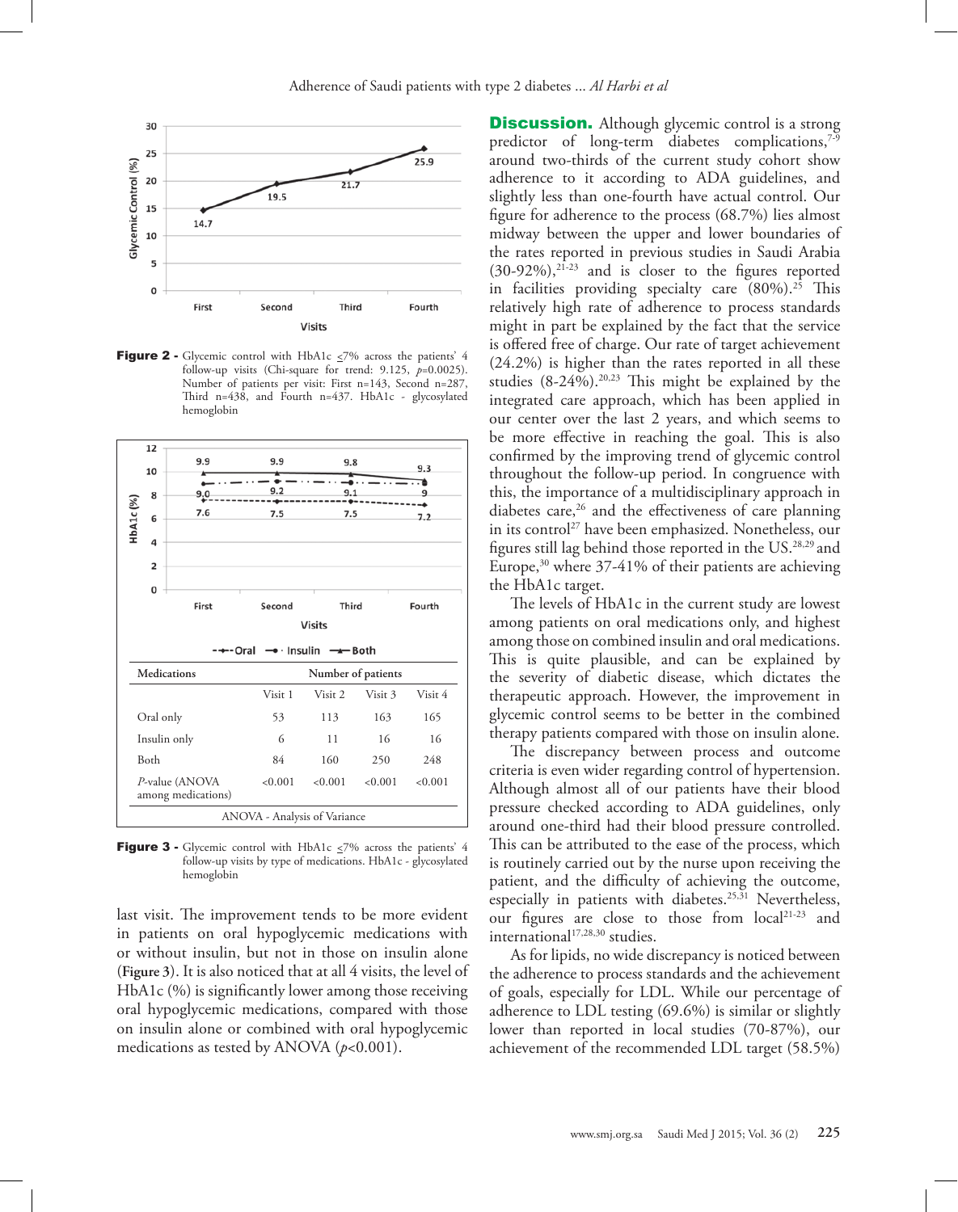**Figure 2 -** Glycemic control with HbA1c ≤7% across the patients' 4 follow-up visits (Chi-square for trend: 9.125, $p$=0.0025). Number of patients per visit: First n=143, Second n=287, Third n=438, and Fourth n=437. HbA1c - glycosylated hemoglobin

| Medications | Number of patients | | | |
|---|---|---|---|---|
| | Visit 1 | Visit 2 | Visit 3 | Visit 4 |
| Oral only | 53 | 113 | 163 | 165 |
| Insulin only | 6 | 11 | 16 | 16 |
| Both | 84 | 160 | 250 | 248 |
| $P$-value (ANOVA among medications) | <0.001 | <0.001 | <0.001 | <0.001 |

ANOVA - Analysis of Variance

**Figure 3 -** Glycemic control with HbA1c ≤7% across the patients' 4 follow-up visits by type of medications. HbA1c - glycosylated hemoglobin

last visit. The improvement tends to be more evident in patients on oral hypoglycemic medications with or without insulin, but not in those on insulin alone (**Figure 3**). It is also noticed that at all 4 visits, the level of HbA1c (%) is significantly lower among those receiving oral hypoglycemic medications, compared with those on insulin alone or combined with oral hypoglycemic medications as tested by ANOVA ($p$<0.001).

**Discussion.** Although glycemic control is a strong predictor of long-term diabetes complications,[7-9] around two-thirds of the current study cohort show adherence to it according to ADA guidelines, and slightly less than one-fourth have actual control. Our figure for adherence to the process (68.7%) lies almost midway between the upper and lower boundaries of the rates reported in previous studies in Saudi Arabia (30-92%),[21-23] and is closer to the figures reported in facilities providing specialty care (80%).[25] This relatively high rate of adherence to process standards might in part be explained by the fact that the service is offered free of charge. Our rate of target achievement (24.2%) is higher than the rates reported in all these studies (8-24%).[20,23] This might be explained by the integrated care approach, which has been applied in our center over the last 2 years, and which seems to be more effective in reaching the goal. This is also confirmed by the improving trend of glycemic control throughout the follow-up period. In congruence with this, the importance of a multidisciplinary approach in diabetes care,[26] and the effectiveness of care planning in its control[27] have been emphasized. Nonetheless, our figures still lag behind those reported in the US.[28,29] and Europe,[30] where 37-41% of their patients are achieving the HbA1c target.

The levels of HbA1c in the current study are lowest among patients on oral medications only, and highest among those on combined insulin and oral medications. This is quite plausible, and can be explained by the severity of diabetic disease, which dictates the therapeutic approach. However, the improvement in glycemic control seems to be better in the combined therapy patients compared with those on insulin alone.

The discrepancy between process and outcome criteria is even wider regarding control of hypertension. Although almost all of our patients have their blood pressure checked according to ADA guidelines, only around one-third had their blood pressure controlled. This can be attributed to the ease of the process, which is routinely carried out by the nurse upon receiving the patient, and the difficulty of achieving the outcome, especially in patients with diabetes.[25,31] Nevertheless, our figures are close to those from local[21-23] and international[17,28,30] studies.

As for lipids, no wide discrepancy is noticed between the adherence to process standards and the achievement of goals, especially for LDL. While our percentage of adherence to LDL testing (69.6%) is similar or slightly lower than reported in local studies (70-87%), our achievement of the recommended LDL target (58.5%)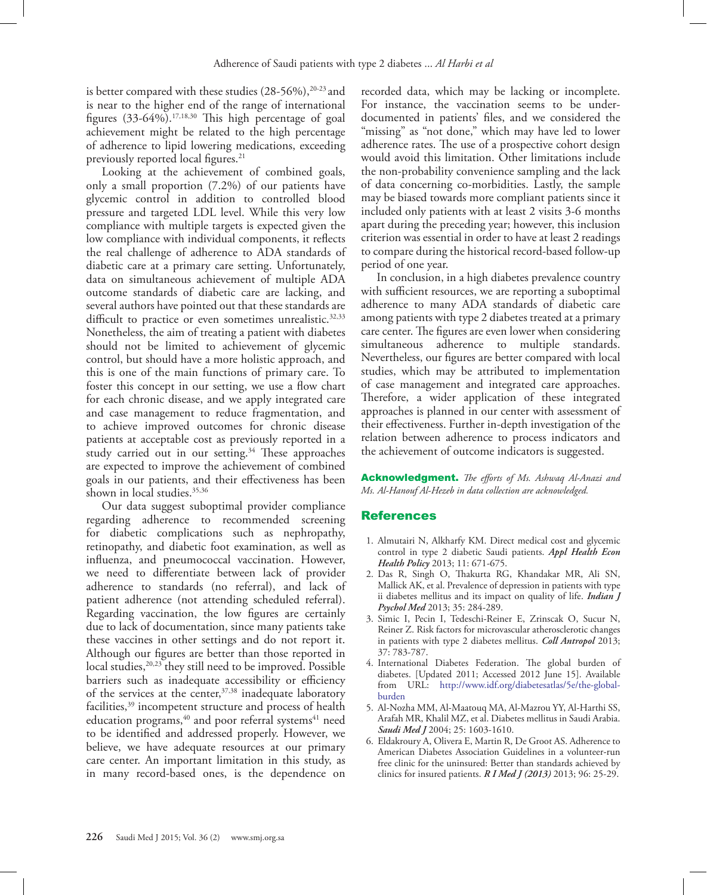is better compared with these studies (28-56%),[20-23] and is near to the higher end of the range of international figures (33-64%).[17,18,30] This high percentage of goal achievement might be related to the high percentage of adherence to lipid lowering medications, exceeding previously reported local figures.[21]

Looking at the achievement of combined goals, only a small proportion (7.2%) of our patients have glycemic control in addition to controlled blood pressure and targeted LDL level. While this very low compliance with multiple targets is expected given the low compliance with individual components, it reflects the real challenge of adherence to ADA standards of diabetic care at a primary care setting. Unfortunately, data on simultaneous achievement of multiple ADA outcome standards of diabetic care are lacking, and several authors have pointed out that these standards are difficult to practice or even sometimes unrealistic.[32,33] Nonetheless, the aim of treating a patient with diabetes should not be limited to achievement of glycemic control, but should have a more holistic approach, and this is one of the main functions of primary care. To foster this concept in our setting, we use a flow chart for each chronic disease, and we apply integrated care and case management to reduce fragmentation, and to achieve improved outcomes for chronic disease patients at acceptable cost as previously reported in a study carried out in our setting.[34] These approaches are expected to improve the achievement of combined goals in our patients, and their effectiveness has been shown in local studies.[35,36]

Our data suggest suboptimal provider compliance regarding adherence to recommended screening for diabetic complications such as nephropathy, retinopathy, and diabetic foot examination, as well as influenza, and pneumococcal vaccination. However, we need to differentiate between lack of provider adherence to standards (no referral), and lack of patient adherence (not attending scheduled referral). Regarding vaccination, the low figures are certainly due to lack of documentation, since many patients take these vaccines in other settings and do not report it. Although our figures are better than those reported in local studies,[20,23] they still need to be improved. Possible barriers such as inadequate accessibility or efficiency of the services at the center,[37,38] inadequate laboratory facilities,[39] incompetent structure and process of health education programs,[40] and poor referral systems[41] need to be identified and addressed properly. However, we believe, we have adequate resources at our primary care center. An important limitation in this study, as in many record-based ones, is the dependence on recorded data, which may be lacking or incomplete. For instance, the vaccination seems to be under-documented in patients' files, and we considered the "missing" as "not done," which may have led to lower adherence rates. The use of a prospective cohort design would avoid this limitation. Other limitations include the non-probability convenience sampling and the lack of data concerning co-morbidities. Lastly, the sample may be biased towards more compliant patients since it included only patients with at least 2 visits 3-6 months apart during the preceding year; however, this inclusion criterion was essential in order to have at least 2 readings to compare during the historical record-based follow-up period of one year.

In conclusion, in a high diabetes prevalence country with sufficient resources, we are reporting a suboptimal adherence to many ADA standards of diabetic care among patients with type 2 diabetes treated at a primary care center. The figures are even lower when considering simultaneous adherence to multiple standards. Nevertheless, our figures are better compared with local studies, which may be attributed to implementation of case management and integrated care approaches. Therefore, a wider application of these integrated approaches is planned in our center with assessment of their effectiveness. Further in-depth investigation of the relation between adherence to process indicators and the achievement of outcome indicators is suggested.

**Acknowledgment.** *The efforts of Ms. Ashwaq Al-Anazi and Ms. Al-Hanouf Al-Hezeb in data collection are acknowledged.*

## References

1. Almutairi N, Alkharfy KM. Direct medical cost and glycemic control in type 2 diabetic Saudi patients. ***Appl Health Econ Health Policy*** 2013; 11: 671-675.
2. Das R, Singh O, Thakurta RG, Khandakar MR, Ali SN, Mallick AK, et al. Prevalence of depression in patients with type ii diabetes mellitus and its impact on quality of life. ***Indian J Psychol Med*** 2013; 35: 284-289.
3. Simic I, Pecin I, Tedeschi-Reiner E, Zrinscak O, Sucur N, Reiner Z. Risk factors for microvascular atherosclerotic changes in patients with type 2 diabetes mellitus. ***Coll Antropol*** 2013; 37: 783-787.
4. International Diabetes Federation. The global burden of diabetes. [Updated 2011; Accessed 2012 June 15]. Available from URL: http://www.idf.org/diabetesatlas/5e/the-global-burden
5. Al-Nozha MM, Al-Maatouq MA, Al-Mazrou YY, Al-Harthi SS, Arafah MR, Khalil MZ, et al. Diabetes mellitus in Saudi Arabia. ***Saudi Med J*** 2004; 25: 1603-1610.
6. Eldakroury A, Olivera E, Martin R, De Groot AS. Adherence to American Diabetes Association Guidelines in a volunteer-run free clinic for the uninsured: Better than standards achieved by clinics for insured patients. ***R I Med J (2013)*** 2013; 96: 25-29.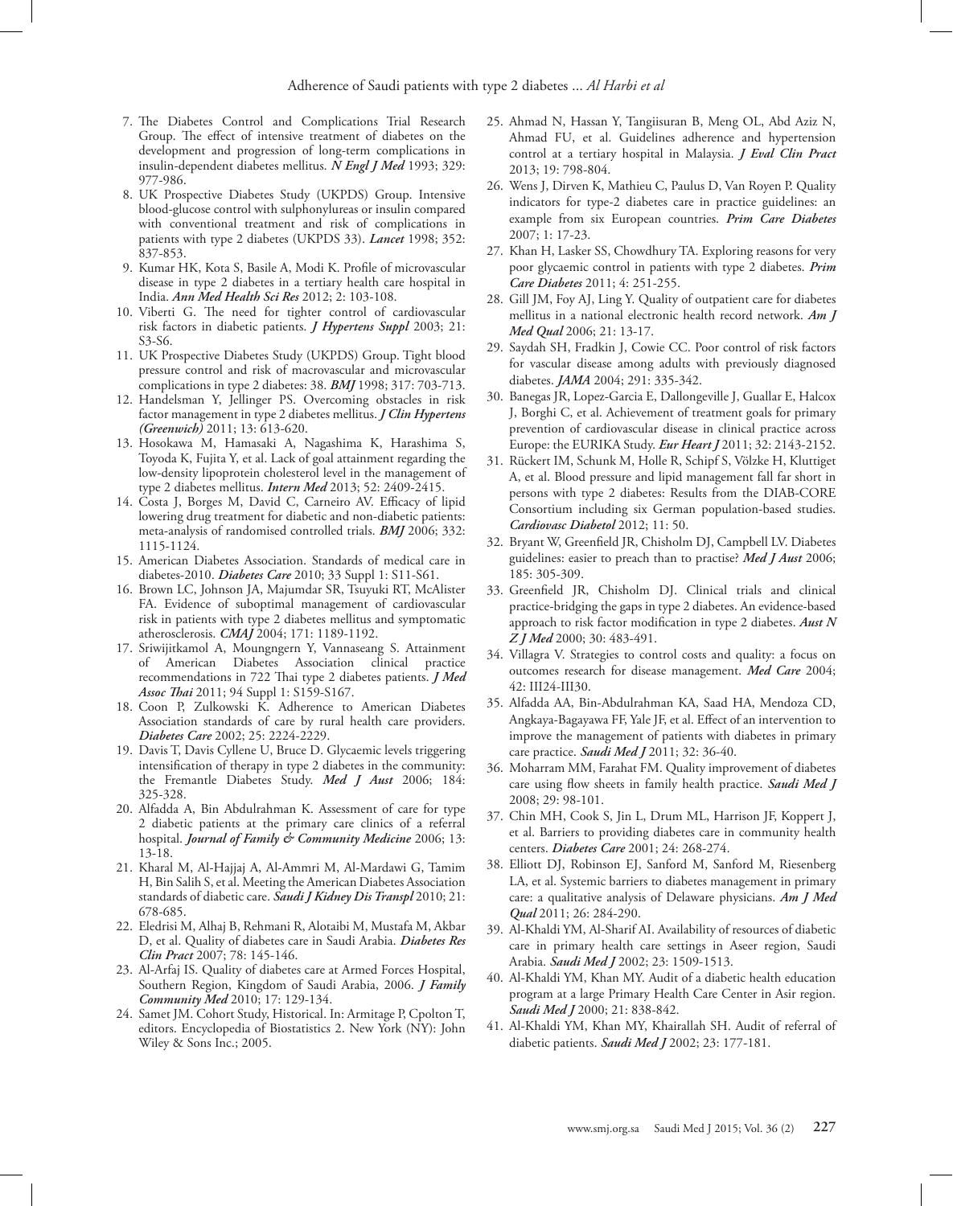7. The Diabetes Control and Complications Trial Research Group. The effect of intensive treatment of diabetes on the development and progression of long-term complications in insulin-dependent diabetes mellitus. *N Engl J Med* 1993; 329: 977-986.
8. UK Prospective Diabetes Study (UKPDS) Group. Intensive blood-glucose control with sulphonylureas or insulin compared with conventional treatment and risk of complications in patients with type 2 diabetes (UKPDS 33). *Lancet* 1998; 352: 837-853.
9. Kumar HK, Kota S, Basile A, Modi K. Profile of microvascular disease in type 2 diabetes in a tertiary health care hospital in India. *Ann Med Health Sci Res* 2012; 2: 103-108.
10. Viberti G. The need for tighter control of cardiovascular risk factors in diabetic patients. *J Hypertens Suppl* 2003; 21: S3-S6.
11. UK Prospective Diabetes Study (UKPDS) Group. Tight blood pressure control and risk of macrovascular and microvascular complications in type 2 diabetes: 38. *BMJ* 1998; 317: 703-713.
12. Handelsman Y, Jellinger PS. Overcoming obstacles in risk factor management in type 2 diabetes mellitus. *J Clin Hypertens (Greenwich)* 2011; 13: 613-620.
13. Hosokawa M, Hamasaki A, Nagashima K, Harashima S, Toyoda K, Fujita Y, et al. Lack of goal attainment regarding the low-density lipoprotein cholesterol level in the management of type 2 diabetes mellitus. *Intern Med* 2013; 52: 2409-2415.
14. Costa J, Borges M, David C, Carneiro AV. Efficacy of lipid lowering drug treatment for diabetic and non-diabetic patients: meta-analysis of randomised controlled trials. *BMJ* 2006; 332: 1115-1124.
15. American Diabetes Association. Standards of medical care in diabetes-2010. *Diabetes Care* 2010; 33 Suppl 1: S11-S61.
16. Brown LC, Johnson JA, Majumdar SR, Tsuyuki RT, McAlister FA. Evidence of suboptimal management of cardiovascular risk in patients with type 2 diabetes mellitus and symptomatic atherosclerosis. *CMAJ* 2004; 171: 1189-1192.
17. Sriwijitkamol A, Moungngern Y, Vannaseang S. Attainment of American Diabetes Association clinical practice recommendations in 722 Thai type 2 diabetes patients. *J Med Assoc Thai* 2011; 94 Suppl 1: S159-S167.
18. Coon P, Zulkowski K. Adherence to American Diabetes Association standards of care by rural health care providers. *Diabetes Care* 2002; 25: 2224-2229.
19. Davis T, Davis Cyllene U, Bruce D. Glycaemic levels triggering intensification of therapy in type 2 diabetes in the community: the Fremantle Diabetes Study. *Med J Aust* 2006; 184: 325-328.
20. Alfadda A, Bin Abdulrahman K. Assessment of care for type 2 diabetic patients at the primary care clinics of a referral hospital. *Journal of Family & Community Medicine* 2006; 13: 13-18.
21. Kharal M, Al-Hajjaj A, Al-Ammri M, Al-Mardawi G, Tamim H, Bin Salih S, et al. Meeting the American Diabetes Association standards of diabetic care. *Saudi J Kidney Dis Transpl* 2010; 21: 678-685.
22. Eledrisi M, Alhaj B, Rehmani R, Alotaibi M, Mustafa M, Akbar D, et al. Quality of diabetes care in Saudi Arabia. *Diabetes Res Clin Pract* 2007; 78: 145-146.
23. Al-Arfaj IS. Quality of diabetes care at Armed Forces Hospital, Southern Region, Kingdom of Saudi Arabia, 2006. *J Family Community Med* 2010; 17: 129-134.
24. Samet JM. Cohort Study, Historical. In: Armitage P, Cpolton T, editors. Encyclopedia of Biostatistics 2. New York (NY): John Wiley & Sons Inc.; 2005.
25. Ahmad N, Hassan Y, Tangiisuran B, Meng OL, Abd Aziz N, Ahmad FU, et al. Guidelines adherence and hypertension control at a tertiary hospital in Malaysia. *J Eval Clin Pract* 2013; 19: 798-804.
26. Wens J, Dirven K, Mathieu C, Paulus D, Van Royen P. Quality indicators for type-2 diabetes care in practice guidelines: an example from six European countries. *Prim Care Diabetes* 2007; 1: 17-23.
27. Khan H, Lasker SS, Chowdhury TA. Exploring reasons for very poor glycaemic control in patients with type 2 diabetes. *Prim Care Diabetes* 2011; 4: 251-255.
28. Gill JM, Foy AJ, Ling Y. Quality of outpatient care for diabetes mellitus in a national electronic health record network. *Am J Med Qual* 2006; 21: 13-17.
29. Saydah SH, Fradkin J, Cowie CC. Poor control of risk factors for vascular disease among adults with previously diagnosed diabetes. *JAMA* 2004; 291: 335-342.
30. Banegas JR, Lopez-Garcia E, Dallongeville J, Guallar E, Halcox J, Borghi C, et al. Achievement of treatment goals for primary prevention of cardiovascular disease in clinical practice across Europe: the EURIKA Study. *Eur Heart J* 2011; 32: 2143-2152.
31. Rückert IM, Schunk M, Holle R, Schipf S, Völzke H, Kluttiget A, et al. Blood pressure and lipid management fall far short in persons with type 2 diabetes: Results from the DIAB-CORE Consortium including six German population-based studies. *Cardiovasc Diabetol* 2012; 11: 50.
32. Bryant W, Greenfield JR, Chisholm DJ, Campbell LV. Diabetes guidelines: easier to preach than to practise? *Med J Aust* 2006; 185: 305-309.
33. Greenfield JR, Chisholm DJ. Clinical trials and clinical practice-bridging the gaps in type 2 diabetes. An evidence-based approach to risk factor modification in type 2 diabetes. *Aust N Z J Med* 2000; 30: 483-491.
34. Villagra V. Strategies to control costs and quality: a focus on outcomes research for disease management. *Med Care* 2004; 42: III24-III30.
35. Alfadda AA, Bin-Abdulrahman KA, Saad HA, Mendoza CD, Angkaya-Bagayawa FF, Yale JF, et al. Effect of an intervention to improve the management of patients with diabetes in primary care practice. *Saudi Med J* 2011; 32: 36-40.
36. Moharram MM, Farahat FM. Quality improvement of diabetes care using flow sheets in family health practice. *Saudi Med J* 2008; 29: 98-101.
37. Chin MH, Cook S, Jin L, Drum ML, Harrison JF, Koppert J, et al. Barriers to providing diabetes care in community health centers. *Diabetes Care* 2001; 24: 268-274.
38. Elliott DJ, Robinson EJ, Sanford M, Sanford M, Riesenberg LA, et al. Systemic barriers to diabetes management in primary care: a qualitative analysis of Delaware physicians. *Am J Med Qual* 2011; 26: 284-290.
39. Al-Khaldi YM, Al-Sharif AI. Availability of resources of diabetic care in primary health care settings in Aseer region, Saudi Arabia. *Saudi Med J* 2002; 23: 1509-1513.
40. Al-Khaldi YM, Khan MY. Audit of a diabetic health education program at a large Primary Health Care Center in Asir region. *Saudi Med J* 2000; 21: 838-842.
41. Al-Khaldi YM, Khan MY, Khairallah SH. Audit of referral of diabetic patients. *Saudi Med J* 2002; 23: 177-181.